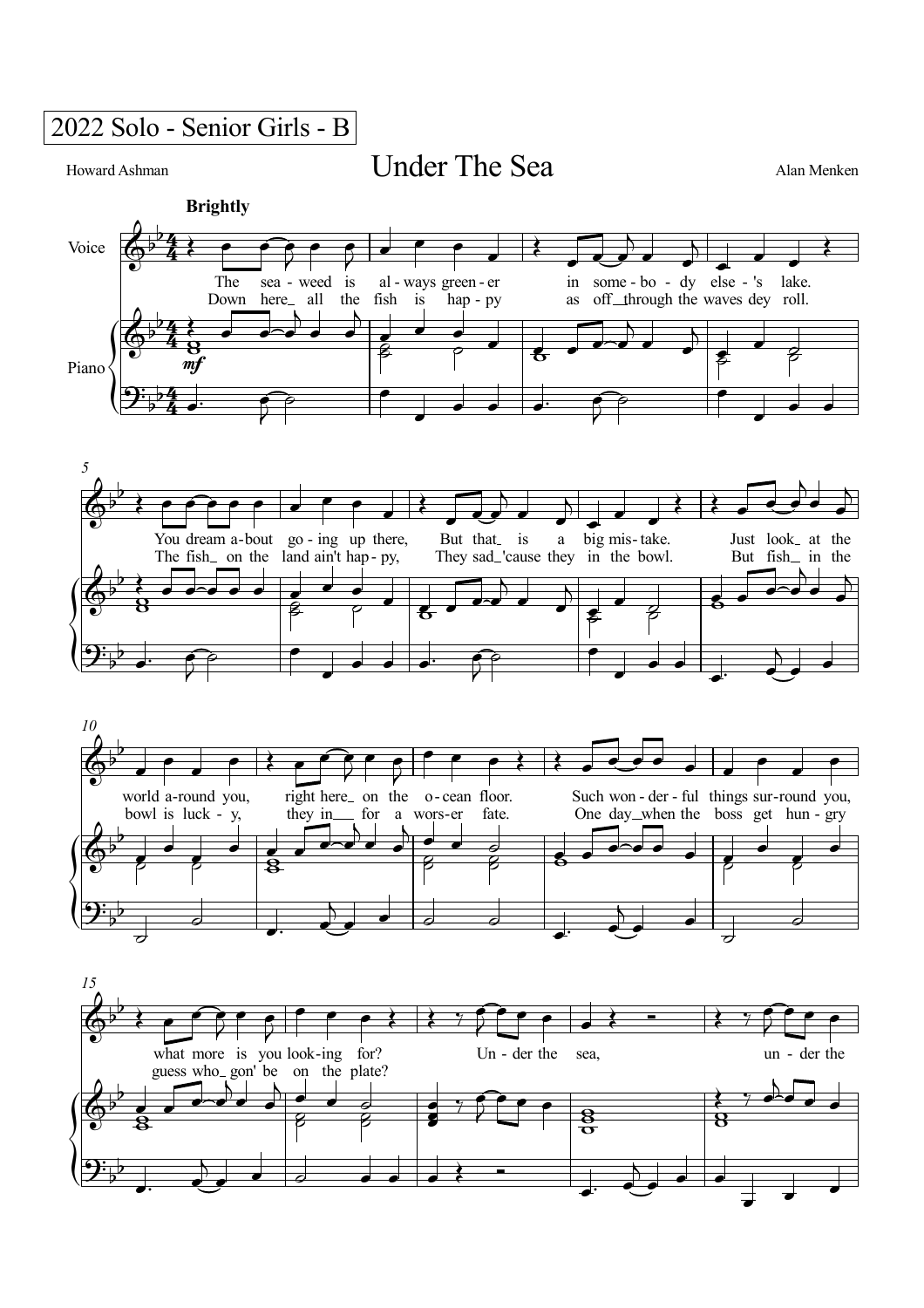2022 Solo - Senior Girls - B

Howard Ashman

# Under The Sea

Alan Menken

**Brightly**

Voice

Piano

*mf*

The sea - weed is al - ways green - er in some - bo - dy else - 's lake.
Down here_ all the fish is hap - py as off_through the waves dey roll.

You dream a - bout go - ing up there, But that_ is a big mis - take. Just look_ at the
The fish_ on the land ain't hap - py, They sad_'cause they in the bowl. But fish_ in the

world a - round you, right here_ on the o - cean floor. Such won - der - ful things sur - round you,
bowl is luck - y, they in___ for a wors - er fate. One day_when the boss get hun - gry

what more is you look - ing for? Un - der the sea, un - der the
guess who_ gon' be on the plate?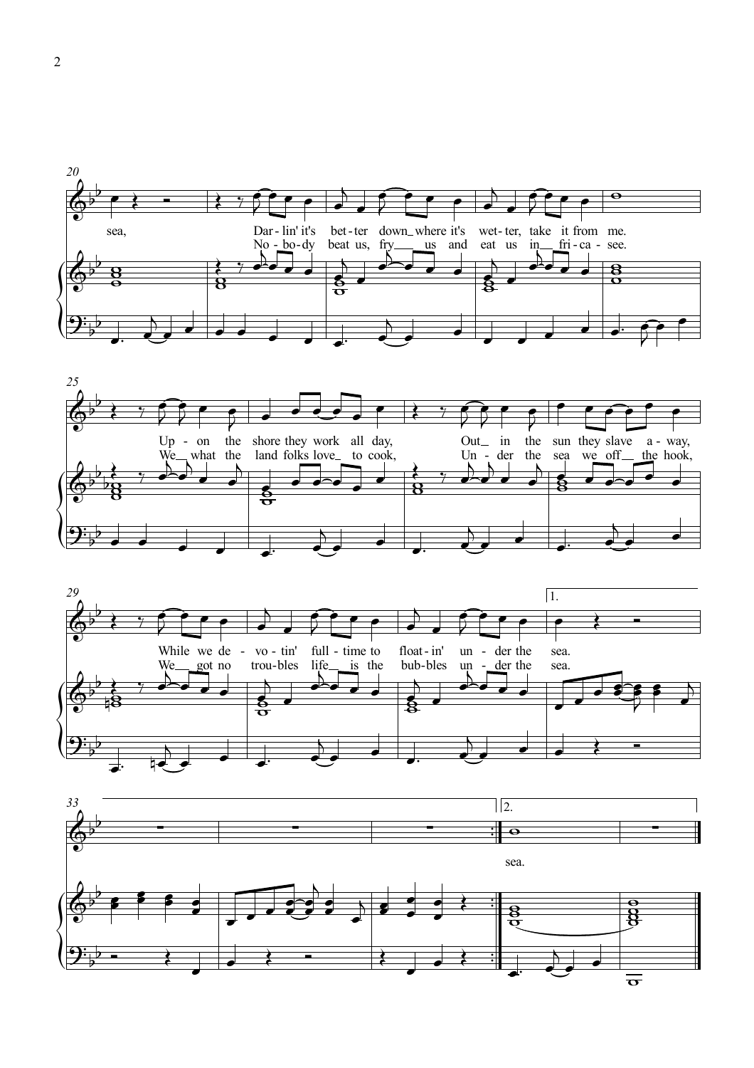20

sea, Dar-lin' it's bet-ter down where it's wet-ter, take it from me.
No-bo-dy beat us, fry us and eat us in fri-ca-see.

25

Up-on the shore they work all day, Out in the sun they slave a-way,
We what the land folks love to cook, Un-der the sea we off the hook,

29

While we de-vo-tin' full-time to float-in' un-der the sea.
We got no trou-bles life is the bub-bles un-der the sea.

1.

33

2.

sea.